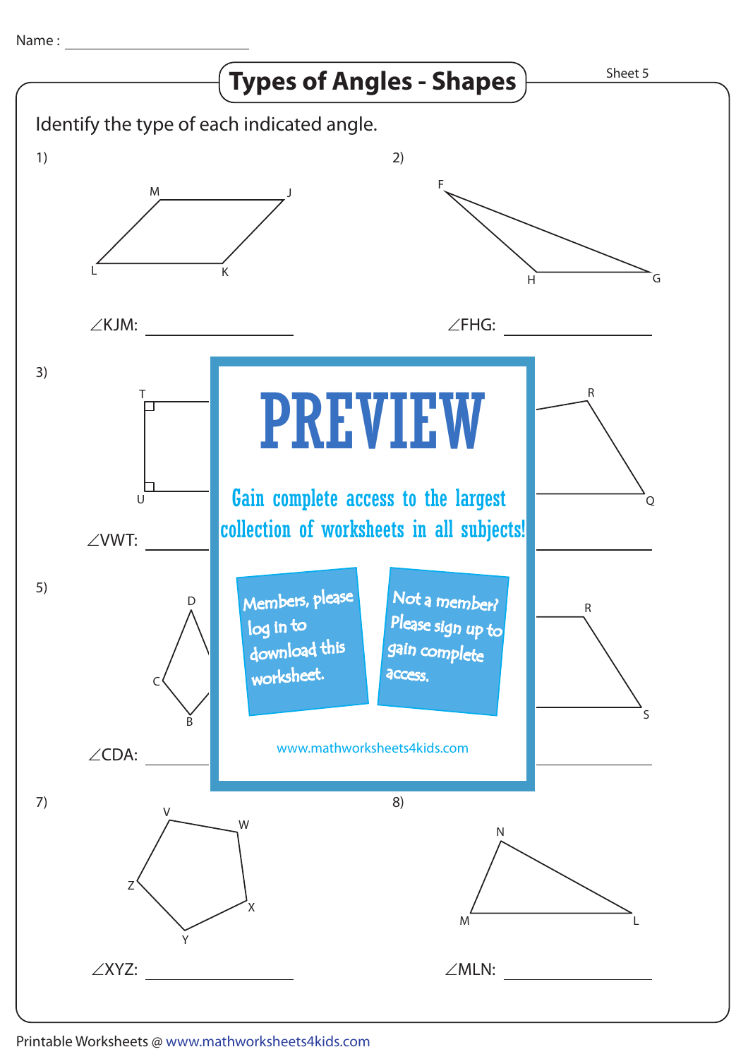Name : ____________________

# Types of Angles - Shapes

Sheet 5

Identify the type of each indicated angle.

1) ∠KJM: ____________________

2) ∠FHG: ____________________

3) ∠VWT: ____________________

4) ____________________

5) ∠CDA: ____________________

6) ____________________

7) ∠XYZ: ____________________

8) ∠MLN: ____________________

**PREVIEW**

Gain complete access to the largest collection of worksheets in all subjects!

Members, please log in to download this worksheet.

Not a member? Please sign up to gain complete access.

www.mathworksheets4kids.com

Printable Worksheets @ www.mathworksheets4kids.com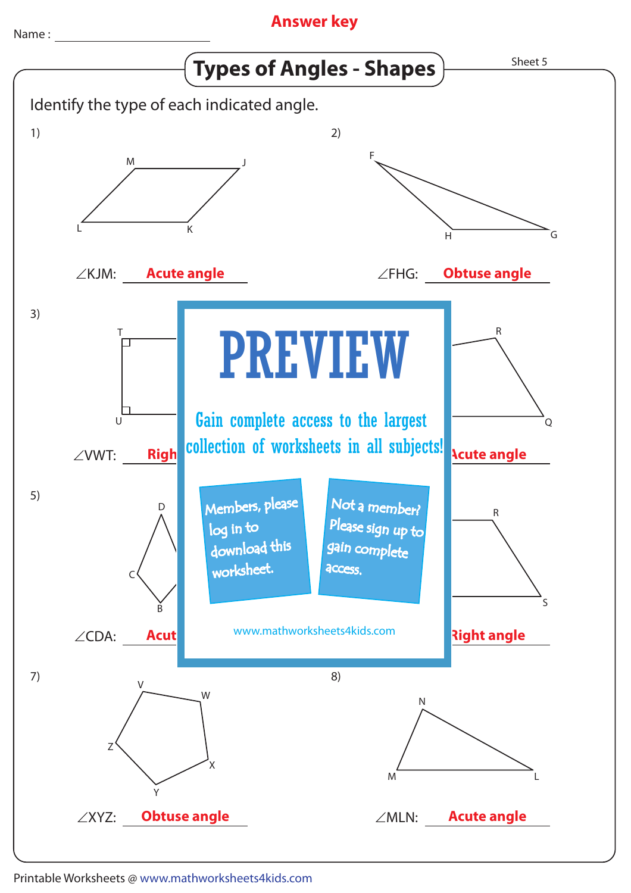**Answer key**

Name : ____________________

# Types of Angles - Shapes

Sheet 5

Identify the type of each indicated angle.

1) ∠KJM: **Acute angle**

2) ∠FHG: **Obtuse angle**

3) ∠VWT: **Righ**

4) **Acute angle**

5) ∠CDA: **Acut**

6) **Right angle**

7) ∠XYZ: **Obtuse angle**

8) ∠MLN: **Acute angle**

PREVIEW

Gain complete access to the largest collection of worksheets in all subjects!

Members, please log in to download this worksheet.

Not a member? Please sign up to gain complete access.

www.mathworksheets4kids.com

Printable Worksheets @ www.mathworksheets4kids.com